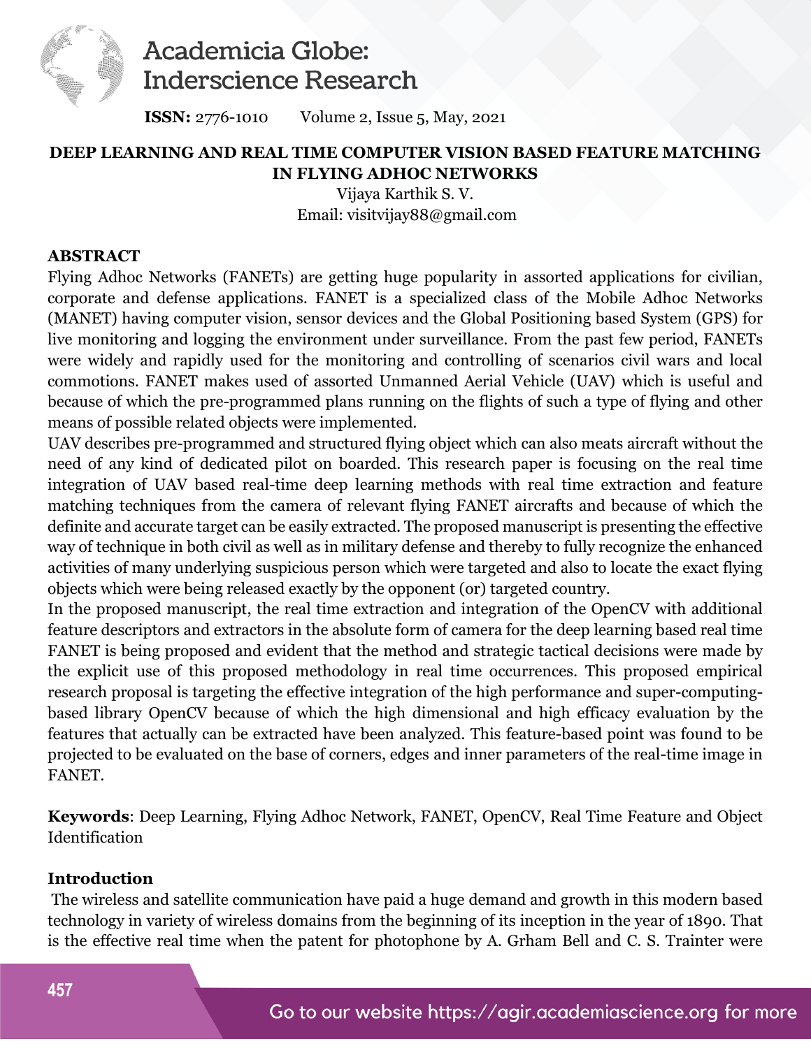# DEEP LEARNING AND REAL TIME COMPUTER VISION BASED FEATURE MATCHING IN FLYING ADHOC NETWORKS

Vijaya Karthik S. V.

Email: visitvijay88@gmail.com

## ABSTRACT

Flying Adhoc Networks (FANETs) are getting huge popularity in assorted applications for civilian, corporate and defense applications. FANET is a specialized class of the Mobile Adhoc Networks (MANET) having computer vision, sensor devices and the Global Positioning based System (GPS) for live monitoring and logging the environment under surveillance. From the past few period, FANETs were widely and rapidly used for the monitoring and controlling of scenarios civil wars and local commotions. FANET makes used of assorted Unmanned Aerial Vehicle (UAV) which is useful and because of which the pre-programmed plans running on the flights of such a type of flying and other means of possible related objects were implemented.

UAV describes pre-programmed and structured flying object which can also meats aircraft without the need of any kind of dedicated pilot on boarded. This research paper is focusing on the real time integration of UAV based real-time deep learning methods with real time extraction and feature matching techniques from the camera of relevant flying FANET aircrafts and because of which the definite and accurate target can be easily extracted. The proposed manuscript is presenting the effective way of technique in both civil as well as in military defense and thereby to fully recognize the enhanced activities of many underlying suspicious person which were targeted and also to locate the exact flying objects which were being released exactly by the opponent (or) targeted country.

In the proposed manuscript, the real time extraction and integration of the OpenCV with additional feature descriptors and extractors in the absolute form of camera for the deep learning based real time FANET is being proposed and evident that the method and strategic tactical decisions were made by the explicit use of this proposed methodology in real time occurrences. This proposed empirical research proposal is targeting the effective integration of the high performance and super-computing-based library OpenCV because of which the high dimensional and high efficacy evaluation by the features that actually can be extracted have been analyzed. This feature-based point was found to be projected to be evaluated on the base of corners, edges and inner parameters of the real-time image in FANET.

**Keywords**: Deep Learning, Flying Adhoc Network, FANET, OpenCV, Real Time Feature and Object Identification

## Introduction

The wireless and satellite communication have paid a huge demand and growth in this modern based technology in variety of wireless domains from the beginning of its inception in the year of 1890. That is the effective real time when the patent for photophone by A. Grham Bell and C. S. Trainter were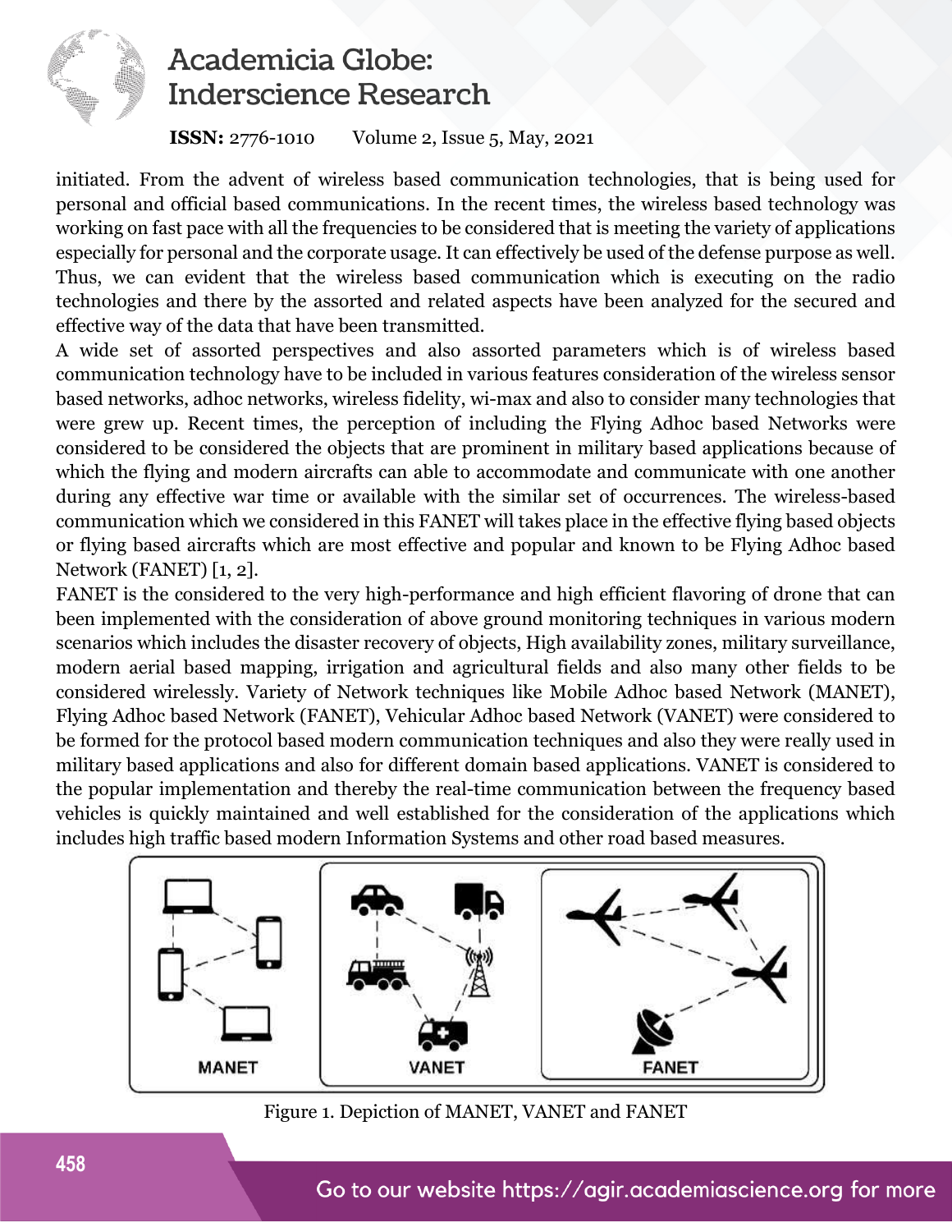initiated. From the advent of wireless based communication technologies, that is being used for personal and official based communications. In the recent times, the wireless based technology was working on fast pace with all the frequencies to be considered that is meeting the variety of applications especially for personal and the corporate usage. It can effectively be used of the defense purpose as well. Thus, we can evident that the wireless based communication which is executing on the radio technologies and there by the assorted and related aspects have been analyzed for the secured and effective way of the data that have been transmitted.

A wide set of assorted perspectives and also assorted parameters which is of wireless based communication technology have to be included in various features consideration of the wireless sensor based networks, adhoc networks, wireless fidelity, wi-max and also to consider many technologies that were grew up. Recent times, the perception of including the Flying Adhoc based Networks were considered to be considered the objects that are prominent in military based applications because of which the flying and modern aircrafts can able to accommodate and communicate with one another during any effective war time or available with the similar set of occurrences. The wireless-based communication which we considered in this FANET will takes place in the effective flying based objects or flying based aircrafts which are most effective and popular and known to be Flying Adhoc based Network (FANET) [1, 2].

FANET is the considered to the very high-performance and high efficient flavoring of drone that can been implemented with the consideration of above ground monitoring techniques in various modern scenarios which includes the disaster recovery of objects, High availability zones, military surveillance, modern aerial based mapping, irrigation and agricultural fields and also many other fields to be considered wirelessly. Variety of Network techniques like Mobile Adhoc based Network (MANET), Flying Adhoc based Network (FANET), Vehicular Adhoc based Network (VANET) were considered to be formed for the protocol based modern communication techniques and also they were really used in military based applications and also for different domain based applications. VANET is considered to the popular implementation and thereby the real-time communication between the frequency based vehicles is quickly maintained and well established for the consideration of the applications which includes high traffic based modern Information Systems and other road based measures.

Figure 1. Depiction of MANET, VANET and FANET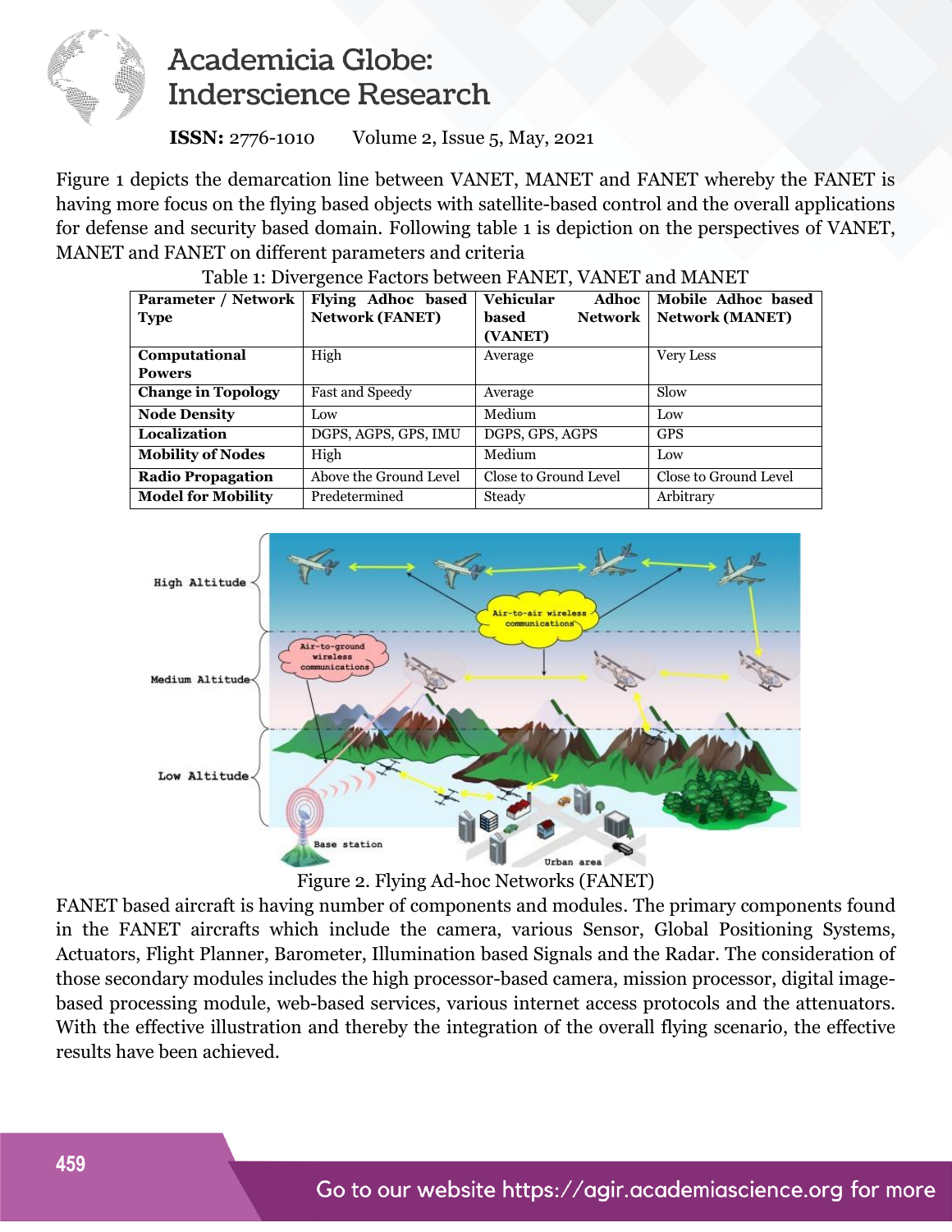Figure 1 depicts the demarcation line between VANET, MANET and FANET whereby the FANET is having more focus on the flying based objects with satellite-based control and the overall applications for defense and security based domain. Following table 1 is depiction on the perspectives of VANET, MANET and FANET on different parameters and criteria

Table 1: Divergence Factors between FANET, VANET and MANET

| Parameter / Network Type | Flying Adhoc based Network (FANET) | Vehicular Adhoc based Network (VANET) | Mobile Adhoc based Network (MANET) |
|---|---|---|---|
| **Computational Powers** | High | Average | Very Less |
| **Change in Topology** | Fast and Speedy | Average | Slow |
| **Node Density** | Low | Medium | Low |
| **Localization** | DGPS, AGPS, GPS, IMU | DGPS, GPS, AGPS | GPS |
| **Mobility of Nodes** | High | Medium | Low |
| **Radio Propagation** | Above the Ground Level | Close to Ground Level | Close to Ground Level |
| **Model for Mobility** | Predetermined | Steady | Arbitrary |

Figure 2. Flying Ad-hoc Networks (FANET)

FANET based aircraft is having number of components and modules. The primary components found in the FANET aircrafts which include the camera, various Sensor, Global Positioning Systems, Actuators, Flight Planner, Barometer, Illumination based Signals and the Radar. The consideration of those secondary modules includes the high processor-based camera, mission processor, digital image-based processing module, web-based services, various internet access protocols and the attenuators. With the effective illustration and thereby the integration of the overall flying scenario, the effective results have been achieved.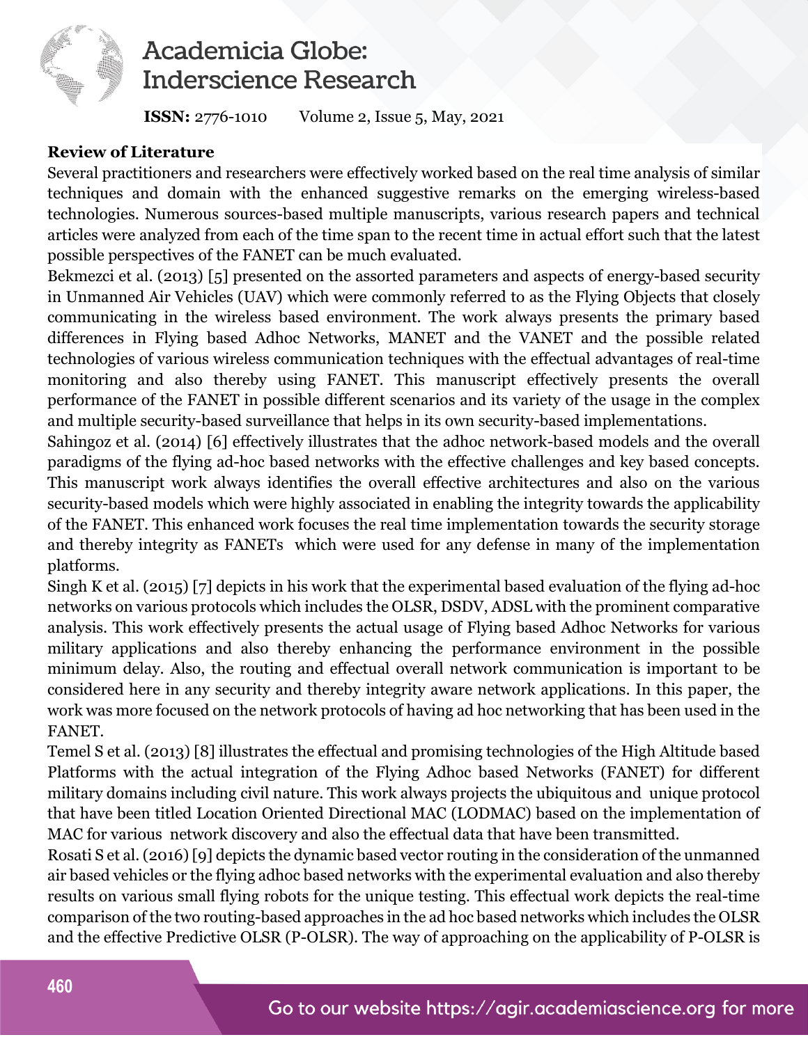**Review of Literature**

Several practitioners and researchers were effectively worked based on the real time analysis of similar techniques and domain with the enhanced suggestive remarks on the emerging wireless-based technologies. Numerous sources-based multiple manuscripts, various research papers and technical articles were analyzed from each of the time span to the recent time in actual effort such that the latest possible perspectives of the FANET can be much evaluated.

Bekmezci et al. (2013) [5] presented on the assorted parameters and aspects of energy-based security in Unmanned Air Vehicles (UAV) which were commonly referred to as the Flying Objects that closely communicating in the wireless based environment. The work always presents the primary based differences in Flying based Adhoc Networks, MANET and the VANET and the possible related technologies of various wireless communication techniques with the effectual advantages of real-time monitoring and also thereby using FANET. This manuscript effectively presents the overall performance of the FANET in possible different scenarios and its variety of the usage in the complex and multiple security-based surveillance that helps in its own security-based implementations.

Sahingoz et al. (2014) [6] effectively illustrates that the adhoc network-based models and the overall paradigms of the flying ad-hoc based networks with the effective challenges and key based concepts. This manuscript work always identifies the overall effective architectures and also on the various security-based models which were highly associated in enabling the integrity towards the applicability of the FANET. This enhanced work focuses the real time implementation towards the security storage and thereby integrity as FANETs which were used for any defense in many of the implementation platforms.

Singh K et al. (2015) [7] depicts in his work that the experimental based evaluation of the flying ad-hoc networks on various protocols which includes the OLSR, DSDV, ADSL with the prominent comparative analysis. This work effectively presents the actual usage of Flying based Adhoc Networks for various military applications and also thereby enhancing the performance environment in the possible minimum delay. Also, the routing and effectual overall network communication is important to be considered here in any security and thereby integrity aware network applications. In this paper, the work was more focused on the network protocols of having ad hoc networking that has been used in the FANET.

Temel S et al. (2013) [8] illustrates the effectual and promising technologies of the High Altitude based Platforms with the actual integration of the Flying Adhoc based Networks (FANET) for different military domains including civil nature. This work always projects the ubiquitous and unique protocol that have been titled Location Oriented Directional MAC (LODMAC) based on the implementation of MAC for various network discovery and also the effectual data that have been transmitted.

Rosati S et al. (2016) [9] depicts the dynamic based vector routing in the consideration of the unmanned air based vehicles or the flying adhoc based networks with the experimental evaluation and also thereby results on various small flying robots for the unique testing. This effectual work depicts the real-time comparison of the two routing-based approaches in the ad hoc based networks which includes the OLSR and the effective Predictive OLSR (P-OLSR). The way of approaching on the applicability of P-OLSR is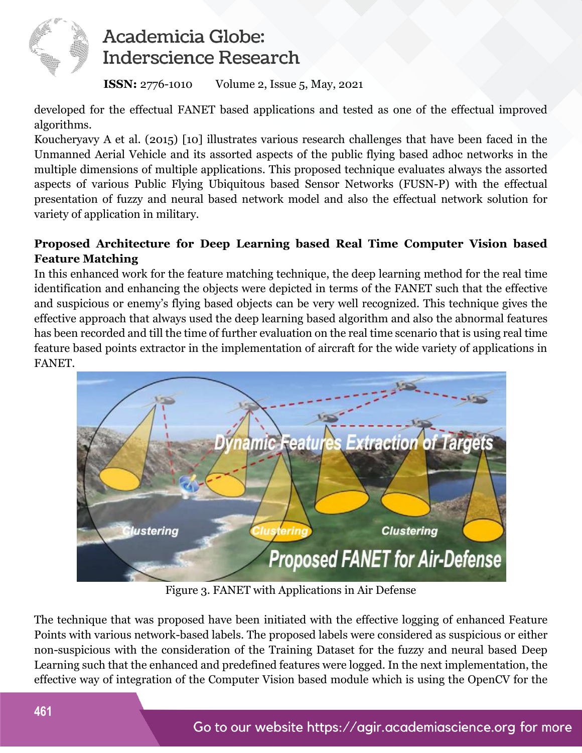developed for the effectual FANET based applications and tested as one of the effectual improved algorithms.

Koucheryavy A et al. (2015) [10] illustrates various research challenges that have been faced in the Unmanned Aerial Vehicle and its assorted aspects of the public flying based adhoc networks in the multiple dimensions of multiple applications. This proposed technique evaluates always the assorted aspects of various Public Flying Ubiquitous based Sensor Networks (FUSN-P) with the effectual presentation of fuzzy and neural based network model and also the effectual network solution for variety of application in military.

**Proposed Architecture for Deep Learning based Real Time Computer Vision based Feature Matching**

In this enhanced work for the feature matching technique, the deep learning method for the real time identification and enhancing the objects were depicted in terms of the FANET such that the effective and suspicious or enemy's flying based objects can be very well recognized. This technique gives the effective approach that always used the deep learning based algorithm and also the abnormal features has been recorded and till the time of further evaluation on the real time scenario that is using real time feature based points extractor in the implementation of aircraft for the wide variety of applications in FANET.

Figure 3. FANET with Applications in Air Defense

The technique that was proposed have been initiated with the effective logging of enhanced Feature Points with various network-based labels. The proposed labels were considered as suspicious or either non-suspicious with the consideration of the Training Dataset for the fuzzy and neural based Deep Learning such that the enhanced and predefined features were logged. In the next implementation, the effective way of integration of the Computer Vision based module which is using the OpenCV for the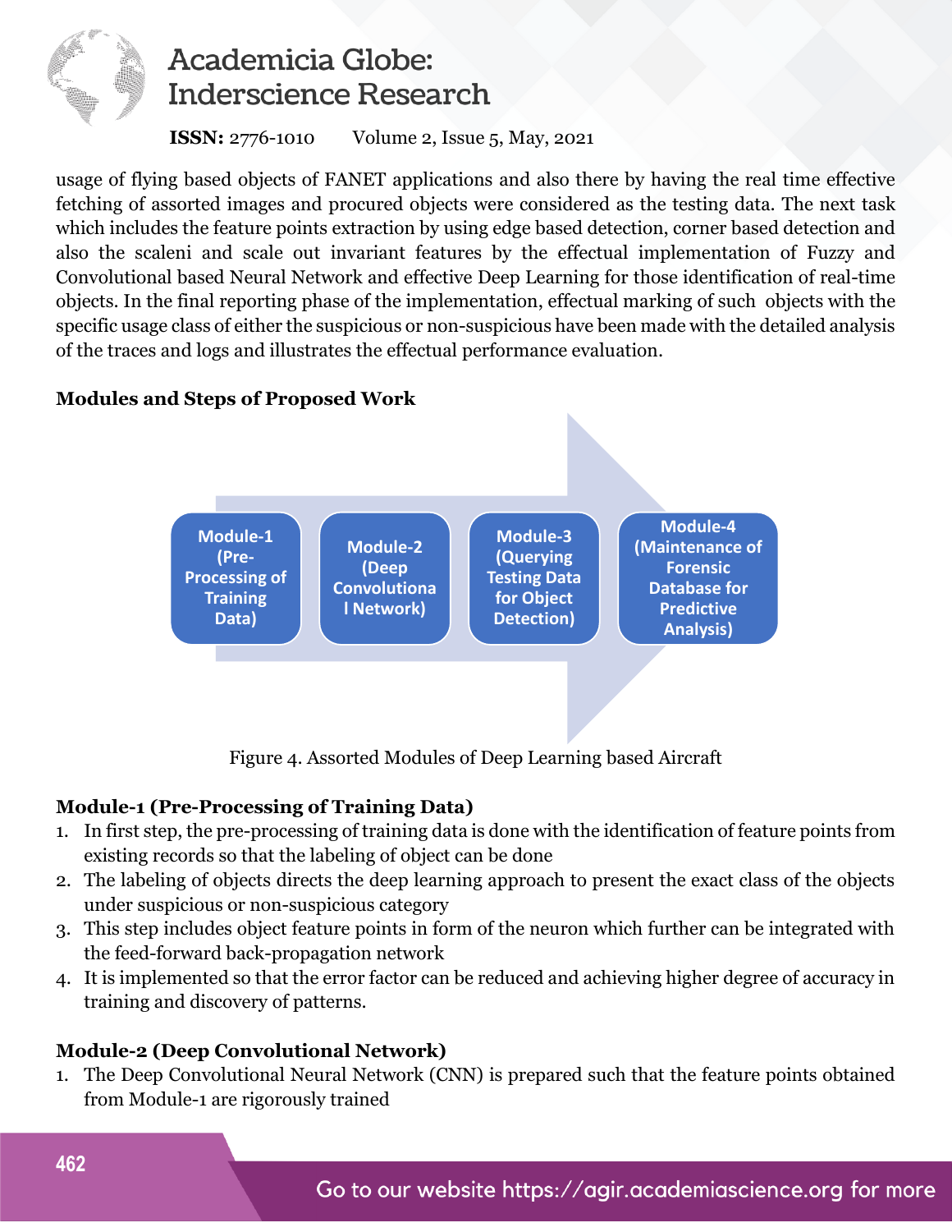usage of flying based objects of FANET applications and also there by having the real time effective fetching of assorted images and procured objects were considered as the testing data. The next task which includes the feature points extraction by using edge based detection, corner based detection and also the scaleni and scale out invariant features by the effectual implementation of Fuzzy and Convolutional based Neural Network and effective Deep Learning for those identification of real-time objects. In the final reporting phase of the implementation, effectual marking of such objects with the specific usage class of either the suspicious or non-suspicious have been made with the detailed analysis of the traces and logs and illustrates the effectual performance evaluation.

### Modules and Steps of Proposed Work

Module-1 (Pre-Processing of Training Data) → Module-2 (Deep Convolutional Network) → Module-3 (Querying Testing Data for Object Detection) → Module-4 (Maintenance of Forensic Database for Predictive Analysis)

Figure 4. Assorted Modules of Deep Learning based Aircraft

### Module-1 (Pre-Processing of Training Data)

1. In first step, the pre-processing of training data is done with the identification of feature points from existing records so that the labeling of object can be done
2. The labeling of objects directs the deep learning approach to present the exact class of the objects under suspicious or non-suspicious category
3. This step includes object feature points in form of the neuron which further can be integrated with the feed-forward back-propagation network
4. It is implemented so that the error factor can be reduced and achieving higher degree of accuracy in training and discovery of patterns.

### Module-2 (Deep Convolutional Network)

1. The Deep Convolutional Neural Network (CNN) is prepared such that the feature points obtained from Module-1 are rigorously trained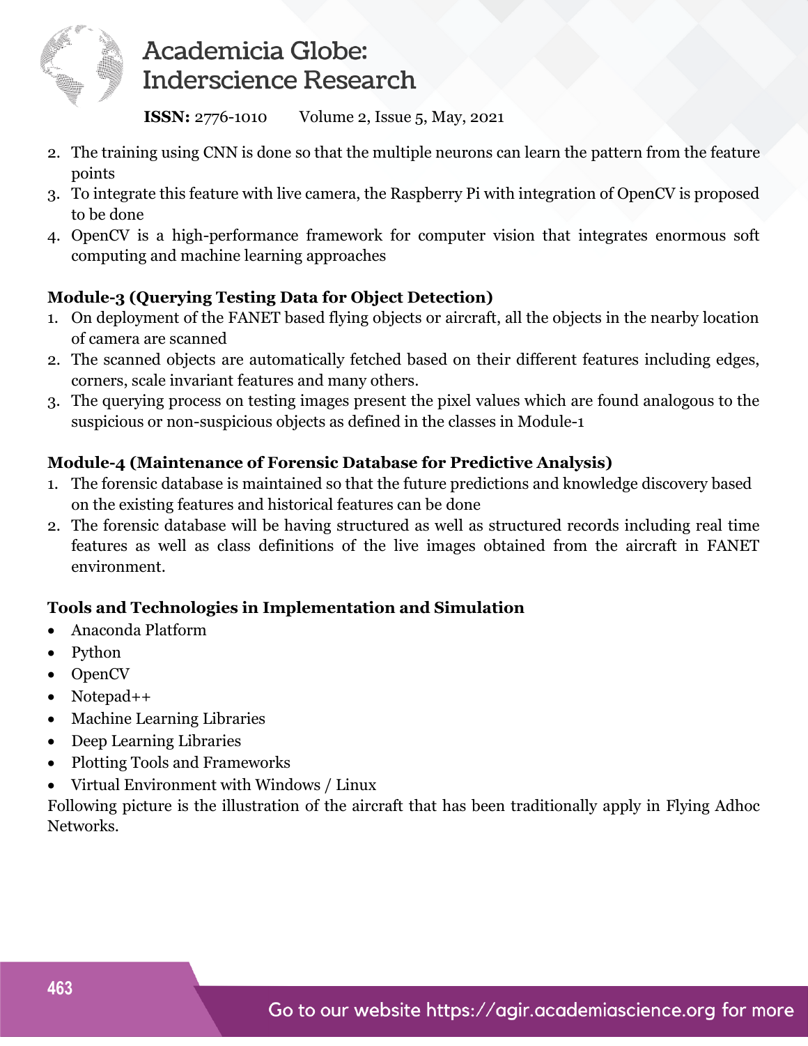2. The training using CNN is done so that the multiple neurons can learn the pattern from the feature points
3. To integrate this feature with live camera, the Raspberry Pi with integration of OpenCV is proposed to be done
4. OpenCV is a high-performance framework for computer vision that integrates enormous soft computing and machine learning approaches

**Module-3 (Querying Testing Data for Object Detection)**

1. On deployment of the FANET based flying objects or aircraft, all the objects in the nearby location of camera are scanned
2. The scanned objects are automatically fetched based on their different features including edges, corners, scale invariant features and many others.
3. The querying process on testing images present the pixel values which are found analogous to the suspicious or non-suspicious objects as defined in the classes in Module-1

**Module-4 (Maintenance of Forensic Database for Predictive Analysis)**

1. The forensic database is maintained so that the future predictions and knowledge discovery based on the existing features and historical features can be done
2. The forensic database will be having structured as well as structured records including real time features as well as class definitions of the live images obtained from the aircraft in FANET environment.

**Tools and Technologies in Implementation and Simulation**

- Anaconda Platform
- Python
- OpenCV
- Notepad++
- Machine Learning Libraries
- Deep Learning Libraries
- Plotting Tools and Frameworks
- Virtual Environment with Windows / Linux

Following picture is the illustration of the aircraft that has been traditionally apply in Flying Adhoc Networks.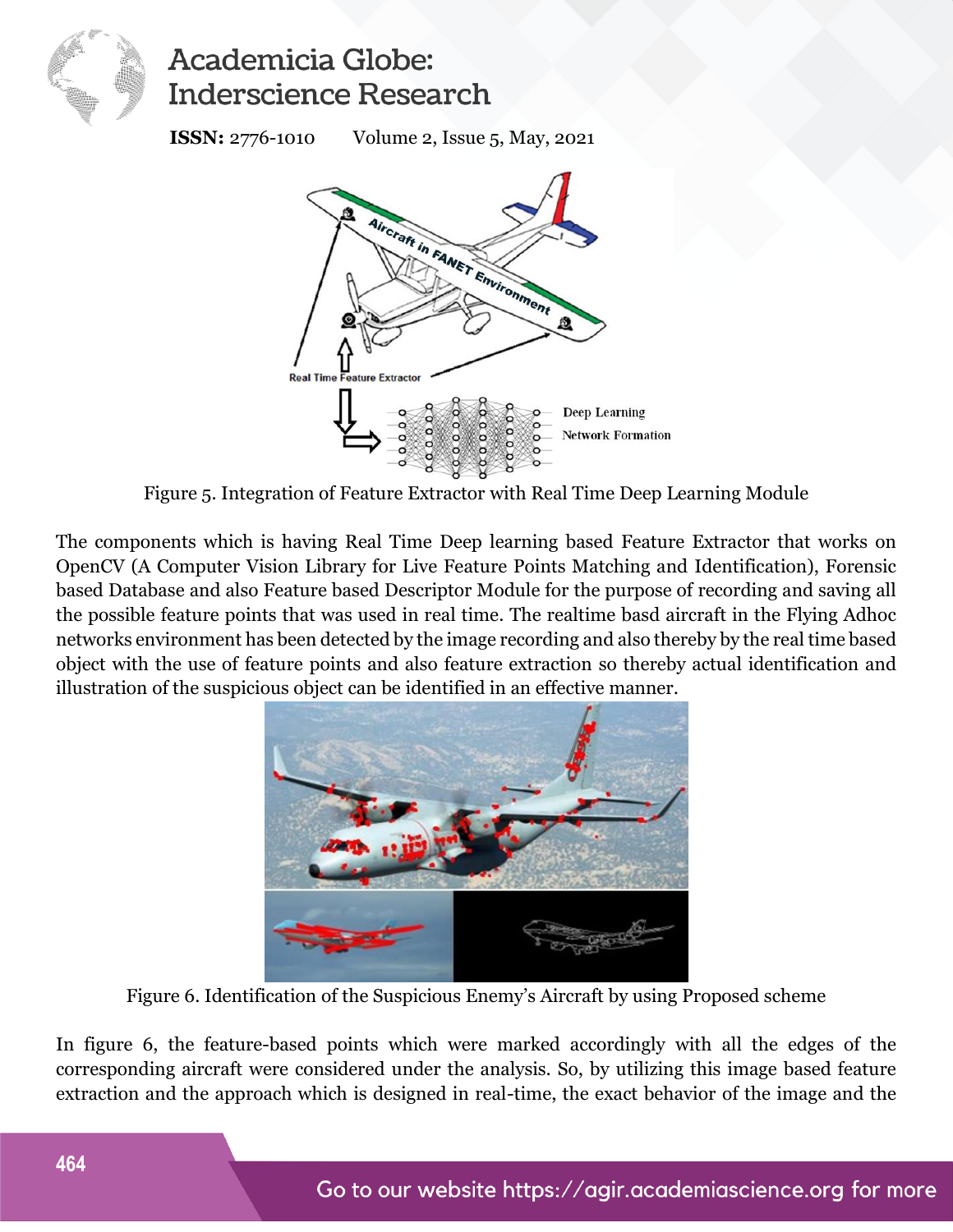Figure 5. Integration of Feature Extractor with Real Time Deep Learning Module

The components which is having Real Time Deep learning based Feature Extractor that works on OpenCV (A Computer Vision Library for Live Feature Points Matching and Identification), Forensic based Database and also Feature based Descriptor Module for the purpose of recording and saving all the possible feature points that was used in real time. The realtime basd aircraft in the Flying Adhoc networks environment has been detected by the image recording and also thereby by the real time based object with the use of feature points and also feature extraction so thereby actual identification and illustration of the suspicious object can be identified in an effective manner.

Figure 6. Identification of the Suspicious Enemy's Aircraft by using Proposed scheme

In figure 6, the feature-based points which were marked accordingly with all the edges of the corresponding aircraft were considered under the analysis. So, by utilizing this image based feature extraction and the approach which is designed in real-time, the exact behavior of the image and the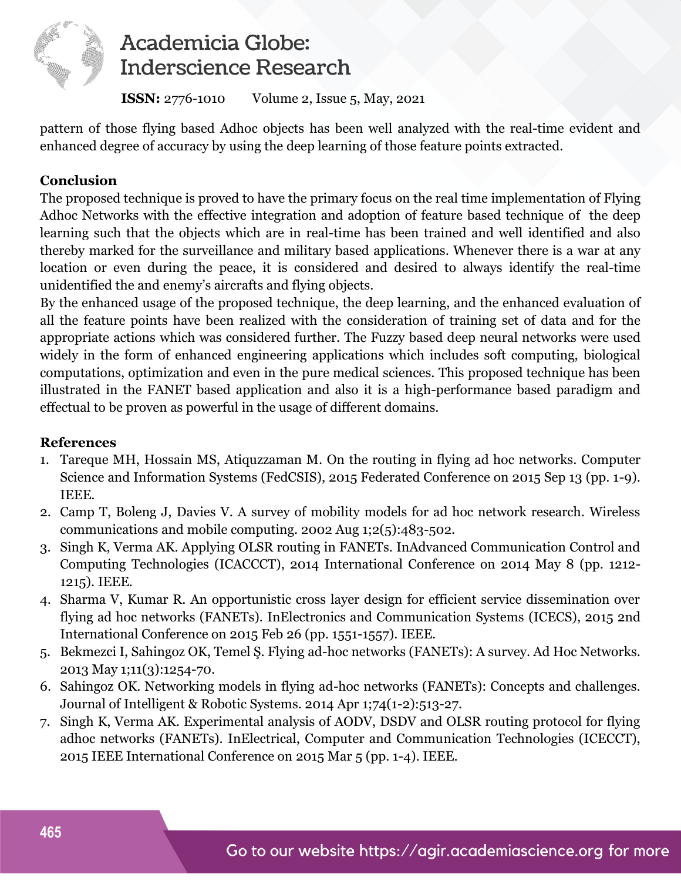pattern of those flying based Adhoc objects has been well analyzed with the real-time evident and enhanced degree of accuracy by using the deep learning of those feature points extracted.

## Conclusion

The proposed technique is proved to have the primary focus on the real time implementation of Flying Adhoc Networks with the effective integration and adoption of feature based technique of the deep learning such that the objects which are in real-time has been trained and well identified and also thereby marked for the surveillance and military based applications. Whenever there is a war at any location or even during the peace, it is considered and desired to always identify the real-time unidentified the and enemy's aircrafts and flying objects.

By the enhanced usage of the proposed technique, the deep learning, and the enhanced evaluation of all the feature points have been realized with the consideration of training set of data and for the appropriate actions which was considered further. The Fuzzy based deep neural networks were used widely in the form of enhanced engineering applications which includes soft computing, biological computations, optimization and even in the pure medical sciences. This proposed technique has been illustrated in the FANET based application and also it is a high-performance based paradigm and effectual to be proven as powerful in the usage of different domains.

## References

1. Tareque MH, Hossain MS, Atiquzzaman M. On the routing in flying ad hoc networks. Computer Science and Information Systems (FedCSIS), 2015 Federated Conference on 2015 Sep 13 (pp. 1-9). IEEE.
2. Camp T, Boleng J, Davies V. A survey of mobility models for ad hoc network research. Wireless communications and mobile computing. 2002 Aug 1;2(5):483-502.
3. Singh K, Verma AK. Applying OLSR routing in FANETs. InAdvanced Communication Control and Computing Technologies (ICACCCT), 2014 International Conference on 2014 May 8 (pp. 1212-1215). IEEE.
4. Sharma V, Kumar R. An opportunistic cross layer design for efficient service dissemination over flying ad hoc networks (FANETs). InElectronics and Communication Systems (ICECS), 2015 2nd International Conference on 2015 Feb 26 (pp. 1551-1557). IEEE.
5. Bekmezci I, Sahingoz OK, Temel Ş. Flying ad-hoc networks (FANETs): A survey. Ad Hoc Networks. 2013 May 1;11(3):1254-70.
6. Sahingoz OK. Networking models in flying ad-hoc networks (FANETs): Concepts and challenges. Journal of Intelligent & Robotic Systems. 2014 Apr 1;74(1-2):513-27.
7. Singh K, Verma AK. Experimental analysis of AODV, DSDV and OLSR routing protocol for flying adhoc networks (FANETs). InElectrical, Computer and Communication Technologies (ICECCT), 2015 IEEE International Conference on 2015 Mar 5 (pp. 1-4). IEEE.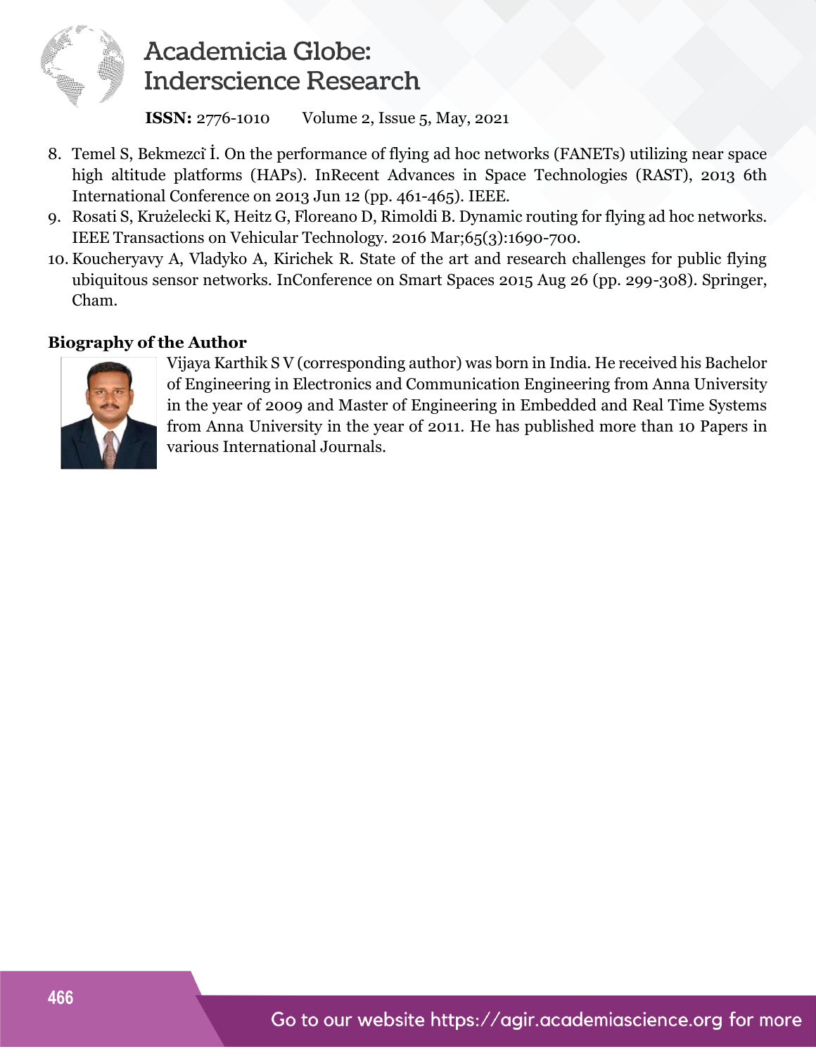8. Temel S, Bekmezci İ. On the performance of flying ad hoc networks (FANETs) utilizing near space high altitude platforms (HAPs). InRecent Advances in Space Technologies (RAST), 2013 6th International Conference on 2013 Jun 12 (pp. 461-465). IEEE.
9. Rosati S, Krużelecki K, Heitz G, Floreano D, Rimoldi B. Dynamic routing for flying ad hoc networks. IEEE Transactions on Vehicular Technology. 2016 Mar;65(3):1690-700.
10. Koucheryavy A, Vladyko A, Kirichek R. State of the art and research challenges for public flying ubiquitous sensor networks. InConference on Smart Spaces 2015 Aug 26 (pp. 299-308). Springer, Cham.

**Biography of the Author**

Vijaya Karthik S V (corresponding author) was born in India. He received his Bachelor of Engineering in Electronics and Communication Engineering from Anna University in the year of 2009 and Master of Engineering in Embedded and Real Time Systems from Anna University in the year of 2011. He has published more than 10 Papers in various International Journals.